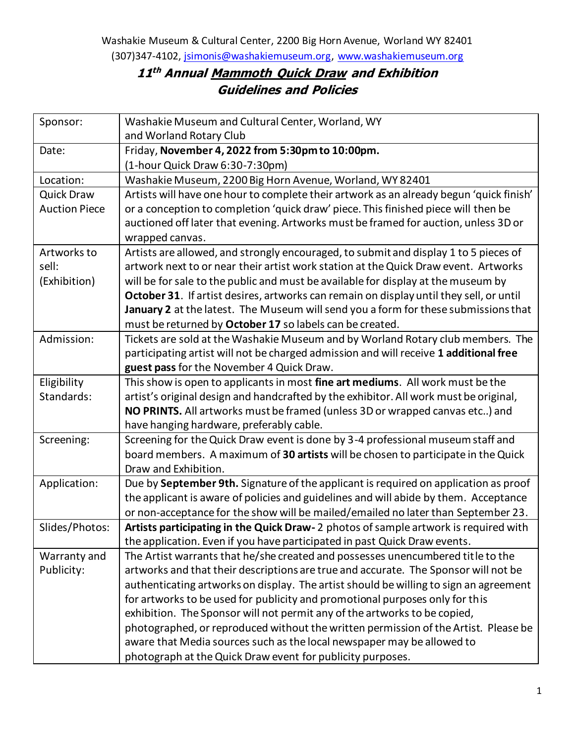Washakie Museum & Cultural Center, 2200 Big Horn Avenue, Worland WY 82401
(307)347-4102, jsimonis@washakiemuseum.org, www.washakiemuseum.org

# *11th Annual Mammoth Quick Draw and Exhibition*
# *Guidelines and Policies*

| | |
|---|---|
| Sponsor: | Washakie Museum and Cultural Center, Worland, WY and Worland Rotary Club |
| Date: | Friday, **November 4, 2022 from 5:30pm to 10:00pm.** (1-hour Quick Draw 6:30-7:30pm) |
| Location: | Washakie Museum, 2200 Big Horn Avenue, Worland, WY 82401 |
| Quick Draw Auction Piece | Artists will have one hour to complete their artwork as an already begun 'quick finish' or a conception to completion 'quick draw' piece. This finished piece will then be auctioned off later that evening. Artworks must be framed for auction, unless 3D or wrapped canvas. |
| Artworks to sell: (Exhibition) | Artists are allowed, and strongly encouraged, to submit and display 1 to 5 pieces of artwork next to or near their artist work station at the Quick Draw event. Artworks will be for sale to the public and must be available for display at the museum by **October 31**. If artist desires, artworks can remain on display until they sell, or until **January 2** at the latest. The Museum will send you a form for these submissions that must be returned by **October 17** so labels can be created. |
| Admission: | Tickets are sold at the Washakie Museum and by Worland Rotary club members. The participating artist will not be charged admission and will receive **1 additional free guest pass** for the November 4 Quick Draw. |
| Eligibility Standards: | This show is open to applicants in most **fine art mediums**. All work must be the artist's original design and handcrafted by the exhibitor. All work must be original, **NO PRINTS.** All artworks must be framed (unless 3D or wrapped canvas etc..) and have hanging hardware, preferably cable. |
| Screening: | Screening for the Quick Draw event is done by 3-4 professional museum staff and board members. A maximum of **30 artists** will be chosen to participate in the Quick Draw and Exhibition. |
| Application: | Due by **September 9th.** Signature of the applicant is required on application as proof the applicant is aware of policies and guidelines and will abide by them. Acceptance or non-acceptance for the show will be mailed/emailed no later than September 23. |
| Slides/Photos: | **Artists participating in the Quick Draw-** 2 photos of sample artwork is required with the application. Even if you have participated in past Quick Draw events. |
| Warranty and Publicity: | The Artist warrants that he/she created and possesses unencumbered title to the artworks and that their descriptions are true and accurate. The Sponsor will not be authenticating artworks on display. The artist should be willing to sign an agreement for artworks to be used for publicity and promotional purposes only for this exhibition. The Sponsor will not permit any of the artworks to be copied, photographed, or reproduced without the written permission of the Artist. Please be aware that Media sources such as the local newspaper may be allowed to photograph at the Quick Draw event for publicity purposes. |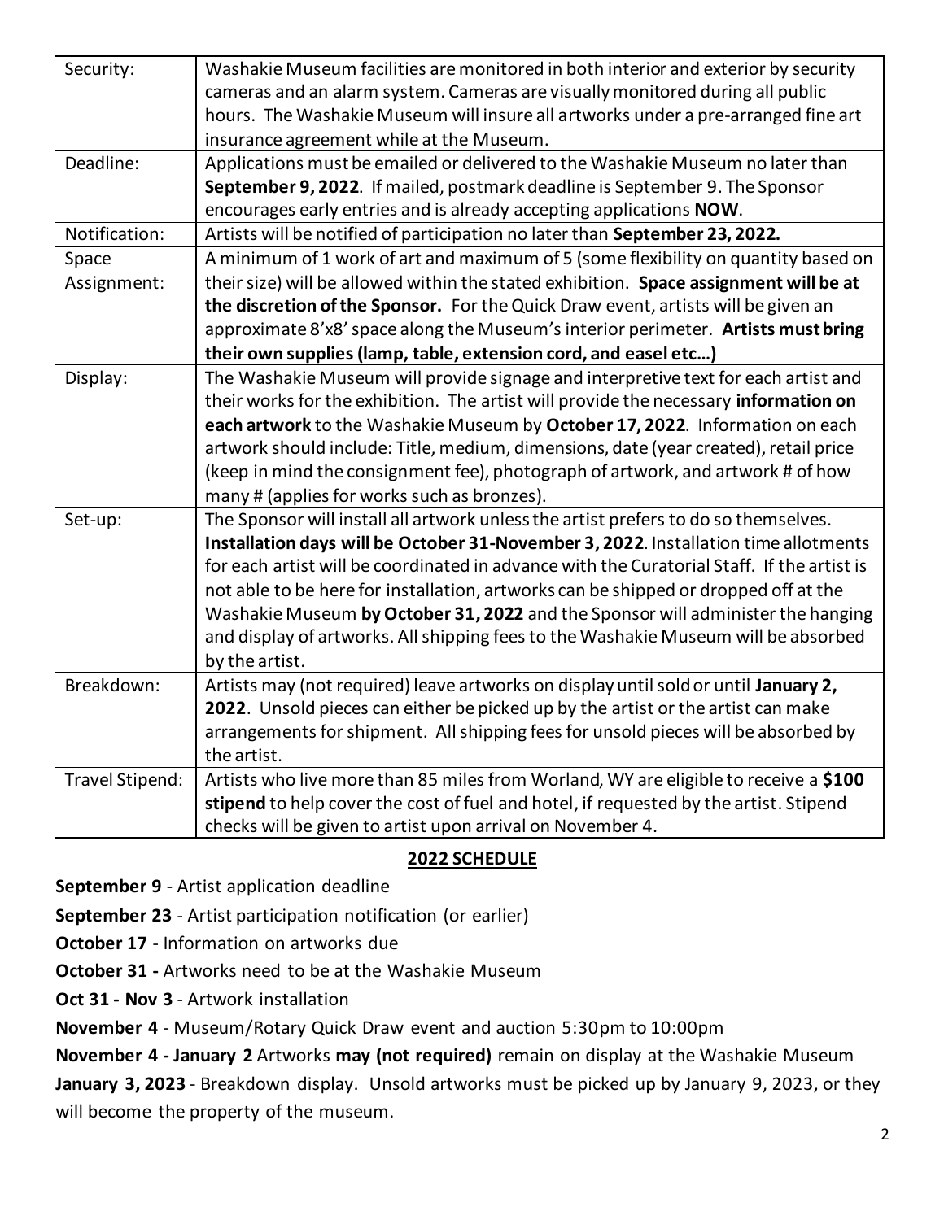| | |
|---|---|
| Security: | Washakie Museum facilities are monitored in both interior and exterior by security cameras and an alarm system. Cameras are visually monitored during all public hours. The Washakie Museum will insure all artworks under a pre-arranged fine art insurance agreement while at the Museum. |
| Deadline: | Applications must be emailed or delivered to the Washakie Museum no later than **September 9, 2022**. If mailed, postmark deadline is September 9. The Sponsor encourages early entries and is already accepting applications **NOW**. |
| Notification: | Artists will be notified of participation no later than **September 23, 2022.** |
| Space Assignment: | A minimum of 1 work of art and maximum of 5 (some flexibility on quantity based on their size) will be allowed within the stated exhibition. **Space assignment will be at the discretion of the Sponsor.** For the Quick Draw event, artists will be given an approximate 8'x8' space along the Museum's interior perimeter. **Artists must bring their own supplies (lamp, table, extension cord, and easel etc…)** |
| Display: | The Washakie Museum will provide signage and interpretive text for each artist and their works for the exhibition. The artist will provide the necessary **information on each artwork** to the Washakie Museum by **October 17, 2022**. Information on each artwork should include: Title, medium, dimensions, date (year created), retail price (keep in mind the consignment fee), photograph of artwork, and artwork # of how many # (applies for works such as bronzes). |
| Set-up: | The Sponsor will install all artwork unless the artist prefers to do so themselves. **Installation days will be October 31-November 3, 2022**. Installation time allotments for each artist will be coordinated in advance with the Curatorial Staff. If the artist is not able to be here for installation, artworks can be shipped or dropped off at the Washakie Museum **by October 31, 2022** and the Sponsor will administer the hanging and display of artworks. All shipping fees to the Washakie Museum will be absorbed by the artist. |
| Breakdown: | Artists may (not required) leave artworks on display until sold or until **January 2, 2022**. Unsold pieces can either be picked up by the artist or the artist can make arrangements for shipment. All shipping fees for unsold pieces will be absorbed by the artist. |
| Travel Stipend: | Artists who live more than 85 miles from Worland, WY are eligible to receive a **$100 stipend** to help cover the cost of fuel and hotel, if requested by the artist. Stipend checks will be given to artist upon arrival on November 4. |

## 2022 SCHEDULE

**September 9** - Artist application deadline

**September 23** - Artist participation notification (or earlier)

**October 17** - Information on artworks due

**October 31 -** Artworks need to be at the Washakie Museum

**Oct 31 - Nov 3** - Artwork installation

**November 4** - Museum/Rotary Quick Draw event and auction 5:30pm to 10:00pm

**November 4 - January 2** Artworks **may (not required)** remain on display at the Washakie Museum

**January 3, 2023** - Breakdown display. Unsold artworks must be picked up by January 9, 2023, or they will become the property of the museum.